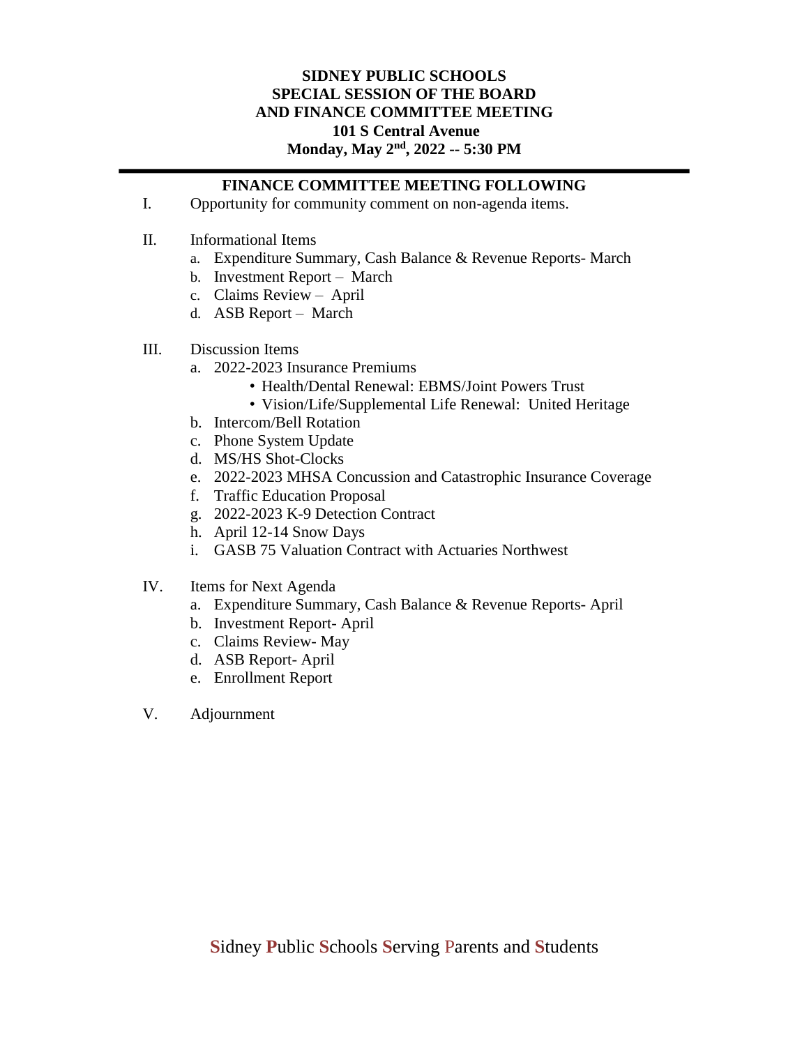**SIDNEY PUBLIC SCHOOLS**
**SPECIAL SESSION OF THE BOARD**
**AND FINANCE COMMITTEE MEETING**
**101 S Central Avenue**
**Monday, May 2nd, 2022 -- 5:30 PM**

---

## FINANCE COMMITTEE MEETING FOLLOWING

I. Opportunity for community comment on non-agenda items.

II. Informational Items
   a. Expenditure Summary, Cash Balance & Revenue Reports- March
   b. Investment Report – March
   c. Claims Review – April
   d. ASB Report – March

III. Discussion Items
   a. 2022-2023 Insurance Premiums
      - Health/Dental Renewal: EBMS/Joint Powers Trust
      - Vision/Life/Supplemental Life Renewal: United Heritage
   b. Intercom/Bell Rotation
   c. Phone System Update
   d. MS/HS Shot-Clocks
   e. 2022-2023 MHSA Concussion and Catastrophic Insurance Coverage
   f. Traffic Education Proposal
   g. 2022-2023 K-9 Detection Contract
   h. April 12-14 Snow Days
   i. GASB 75 Valuation Contract with Actuaries Northwest

IV. Items for Next Agenda
   a. Expenditure Summary, Cash Balance & Revenue Reports- April
   b. Investment Report- April
   c. Claims Review- May
   d. ASB Report- April
   e. Enrollment Report

V. Adjournment

**S**idney **P**ublic **S**chools **S**erving **P**arents and **S**tudents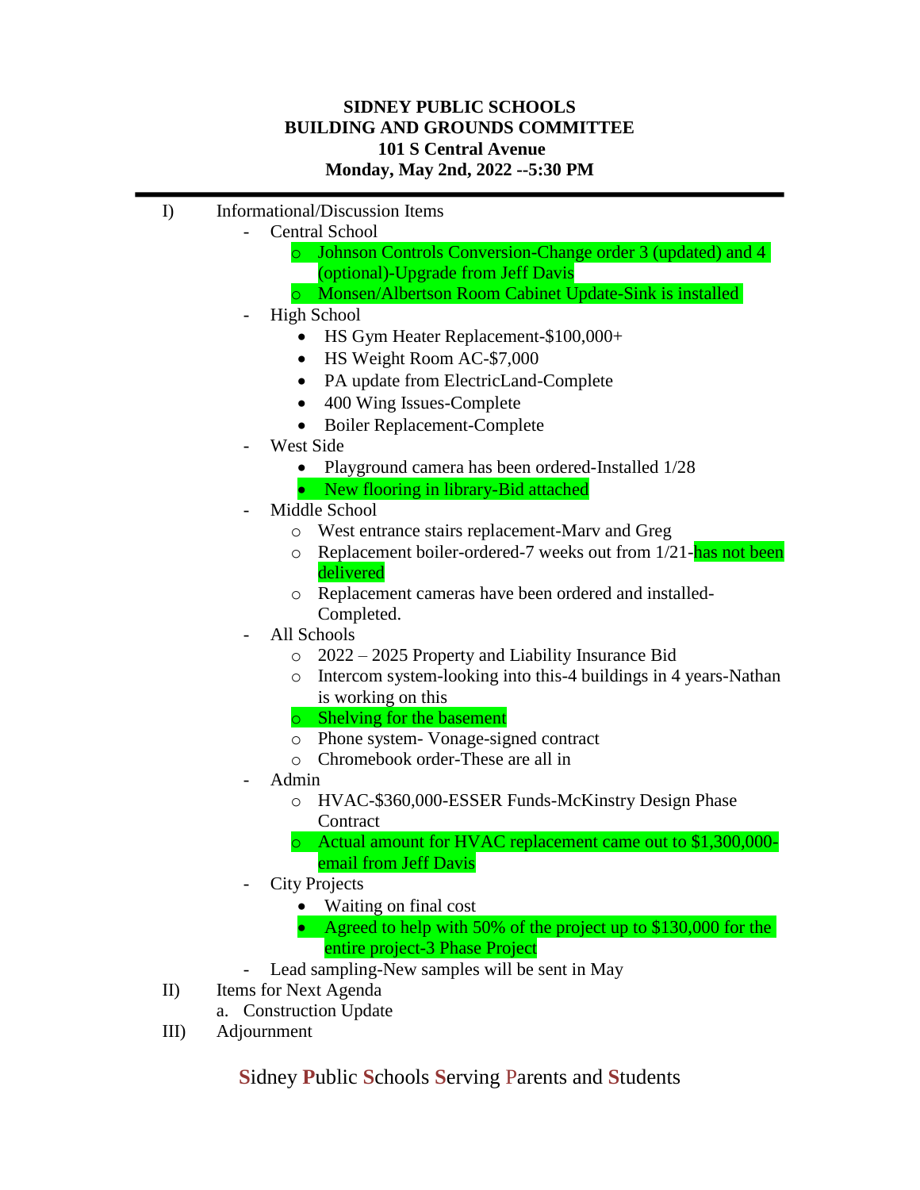**SIDNEY PUBLIC SCHOOLS**
**BUILDING AND GROUNDS COMMITTEE**
**101 S Central Avenue**
**Monday, May 2nd, 2022 --5:30 PM**

---

I) Informational/Discussion Items

- Central School
  - Johnson Controls Conversion-Change order 3 (updated) and 4 (optional)-Upgrade from Jeff Davis
  - Monsen/Albertson Room Cabinet Update-Sink is installed
- High School
  - HS Gym Heater Replacement-$100,000+
  - HS Weight Room AC-$7,000
  - PA update from ElectricLand-Complete
  - 400 Wing Issues-Complete
  - Boiler Replacement-Complete
- West Side
  - Playground camera has been ordered-Installed 1/28
  - New flooring in library-Bid attached
- Middle School
  - West entrance stairs replacement-Marv and Greg
  - Replacement boiler-ordered-7 weeks out from 1/21-has not been delivered
  - Replacement cameras have been ordered and installed-Completed.
- All Schools
  - 2022 – 2025 Property and Liability Insurance Bid
  - Intercom system-looking into this-4 buildings in 4 years-Nathan is working on this
  - Shelving for the basement
  - Phone system- Vonage-signed contract
  - Chromebook order-These are all in
- Admin
  - HVAC-$360,000-ESSER Funds-McKinstry Design Phase Contract
  - Actual amount for HVAC replacement came out to $1,300,000-email from Jeff Davis
- City Projects
  - Waiting on final cost
  - Agreed to help with 50% of the project up to $130,000 for the entire project-3 Phase Project
- Lead sampling-New samples will be sent in May

II) Items for Next Agenda

a. Construction Update

III) Adjournment

Sidney Public Schools Serving Parents and Students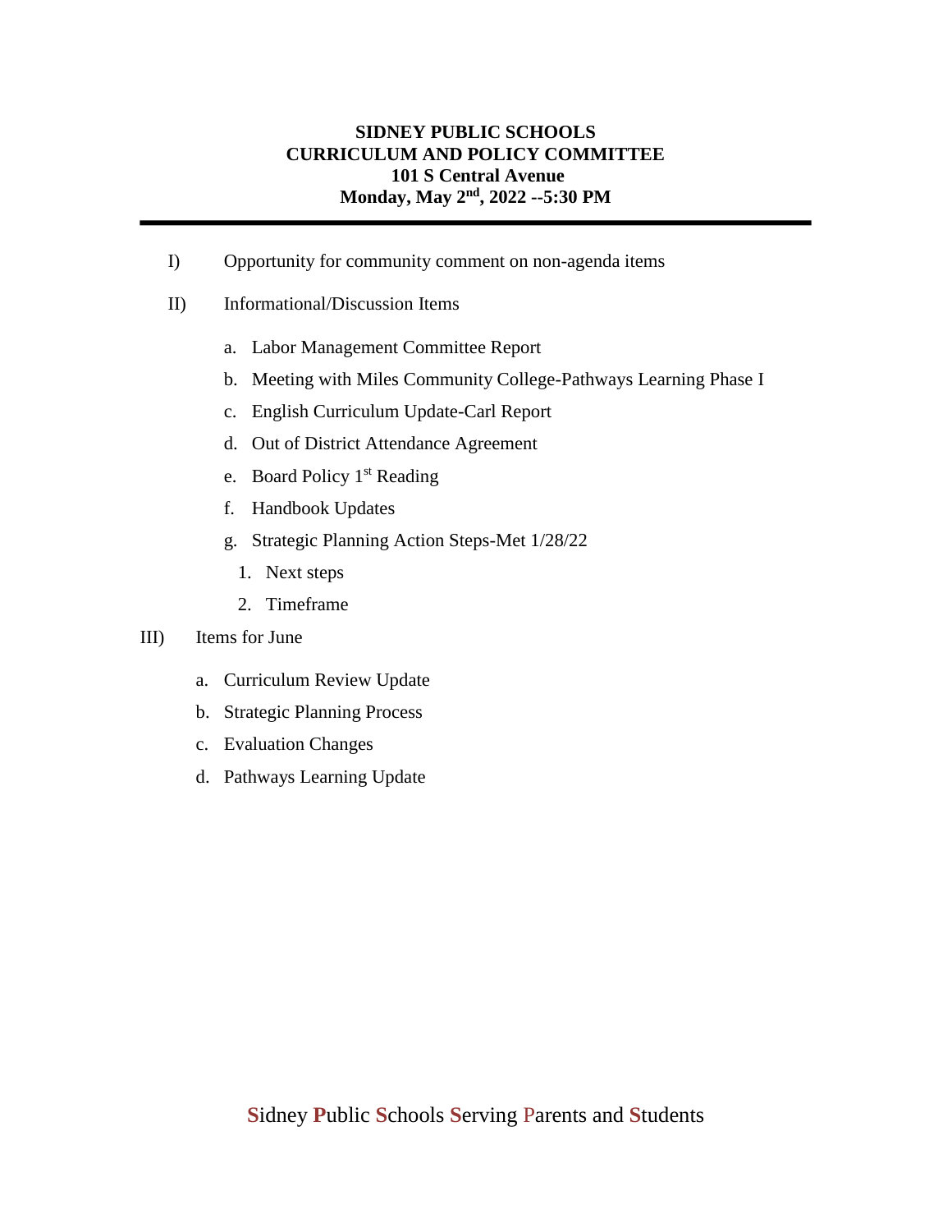**SIDNEY PUBLIC SCHOOLS**
**CURRICULUM AND POLICY COMMITTEE**
**101 S Central Avenue**
**Monday, May 2nd, 2022 --5:30 PM**

---

I) Opportunity for community comment on non-agenda items

II) Informational/Discussion Items

   a. Labor Management Committee Report
   b. Meeting with Miles Community College-Pathways Learning Phase I
   c. English Curriculum Update-Carl Report
   d. Out of District Attendance Agreement
   e. Board Policy 1st Reading
   f. Handbook Updates
   g. Strategic Planning Action Steps-Met 1/28/22
      1. Next steps
      2. Timeframe

III) Items for June

   a. Curriculum Review Update
   b. Strategic Planning Process
   c. Evaluation Changes
   d. Pathways Learning Update

**S**idney **P**ublic **S**chools **S**erving **P**arents and **S**tudents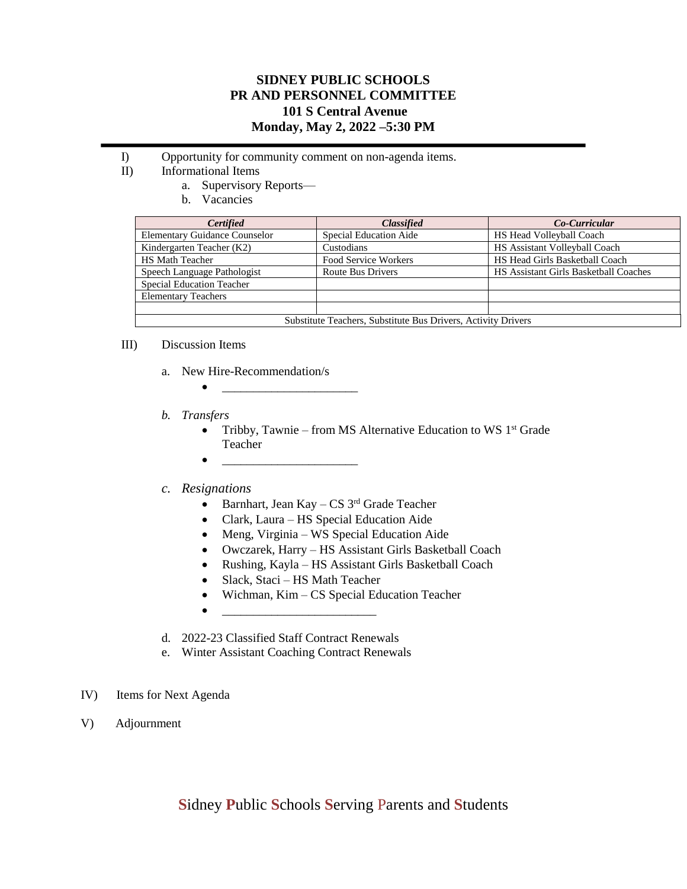**SIDNEY PUBLIC SCHOOLS**
**PR AND PERSONNEL COMMITTEE**
**101 S Central Avenue**
**Monday, May 2, 2022 –5:30 PM**

---

I) Opportunity for community comment on non-agenda items.

II) Informational Items

  a. Supervisory Reports—

  b. Vacancies

| ***Certified*** | ***Classified*** | ***Co-Curricular*** |
|---|---|---|
| Elementary Guidance Counselor | Special Education Aide | HS Head Volleyball Coach |
| Kindergarten Teacher (K2) | Custodians | HS Assistant Volleyball Coach |
| HS Math Teacher | Food Service Workers | HS Head Girls Basketball Coach |
| Speech Language Pathologist | Route Bus Drivers | HS Assistant Girls Basketball Coaches |
| Special Education Teacher | | |
| Elementary Teachers | | |
| | | |
| Substitute Teachers, Substitute Bus Drivers, Activity Drivers | | |

III) Discussion Items

  a. New Hire-Recommendation/s

  - ______________________

  *b. Transfers*

  - Tribby, Tawnie – from MS Alternative Education to WS 1st Grade Teacher
  - ______________________

  *c. Resignations*

  - Barnhart, Jean Kay – CS 3rd Grade Teacher
  - Clark, Laura – HS Special Education Aide
  - Meng, Virginia – WS Special Education Aide
  - Owczarek, Harry – HS Assistant Girls Basketball Coach
  - Rushing, Kayla – HS Assistant Girls Basketball Coach
  - Slack, Staci – HS Math Teacher
  - Wichman, Kim – CS Special Education Teacher
  - _________________________

  d. 2022-23 Classified Staff Contract Renewals

  e. Winter Assistant Coaching Contract Renewals

IV) Items for Next Agenda

V) Adjournment

**S**idney **P**ublic **S**chools **S**erving **P**arents and **S**tudents